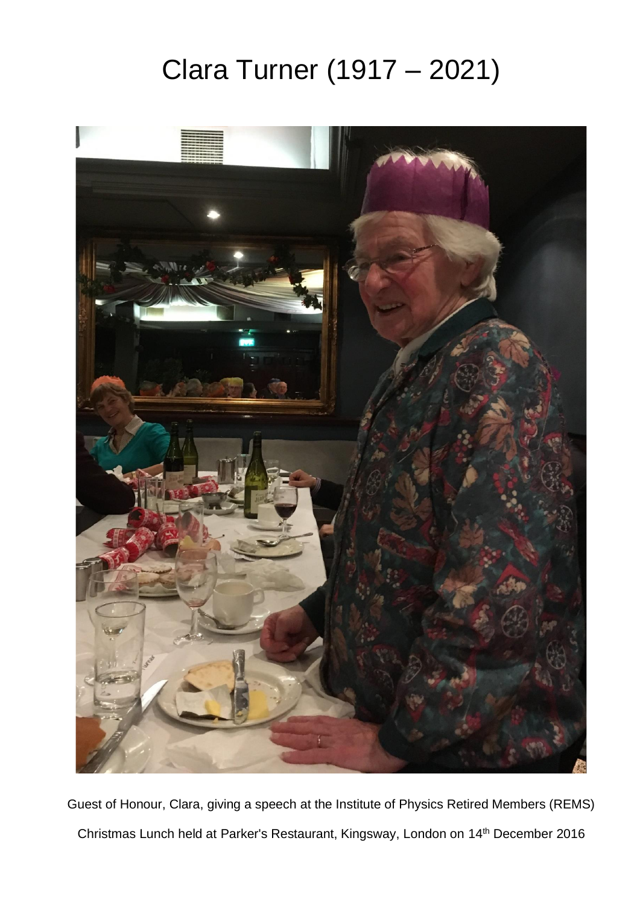# Clara Turner (1917 – 2021)

Guest of Honour, Clara, giving a speech at the Institute of Physics Retired Members (REMS) Christmas Lunch held at Parker's Restaurant, Kingsway, London on 14th December 2016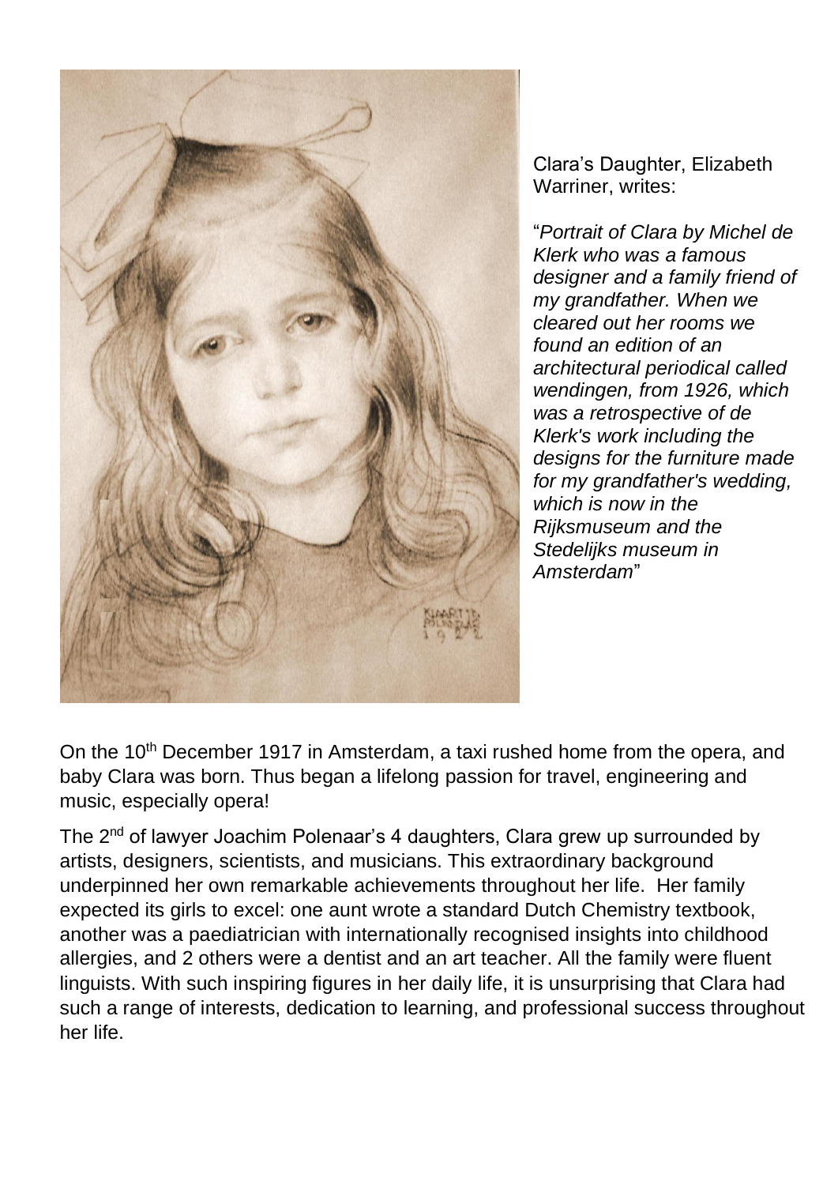Clara's Daughter, Elizabeth Warriner, writes:

"*Portrait of Clara by Michel de Klerk who was a famous designer and a family friend of my grandfather. When we cleared out her rooms we found an edition of an architectural periodical called wendingen, from 1926, which was a retrospective of de Klerk's work including the designs for the furniture made for my grandfather's wedding, which is now in the Rijksmuseum and the Stedelijks museum in Amsterdam*"

On the 10th December 1917 in Amsterdam, a taxi rushed home from the opera, and baby Clara was born. Thus began a lifelong passion for travel, engineering and music, especially opera!

The 2nd of lawyer Joachim Polenaar's 4 daughters, Clara grew up surrounded by artists, designers, scientists, and musicians. This extraordinary background underpinned her own remarkable achievements throughout her life. Her family expected its girls to excel: one aunt wrote a standard Dutch Chemistry textbook, another was a paediatrician with internationally recognised insights into childhood allergies, and 2 others were a dentist and an art teacher. All the family were fluent linguists. With such inspiring figures in her daily life, it is unsurprising that Clara had such a range of interests, dedication to learning, and professional success throughout her life.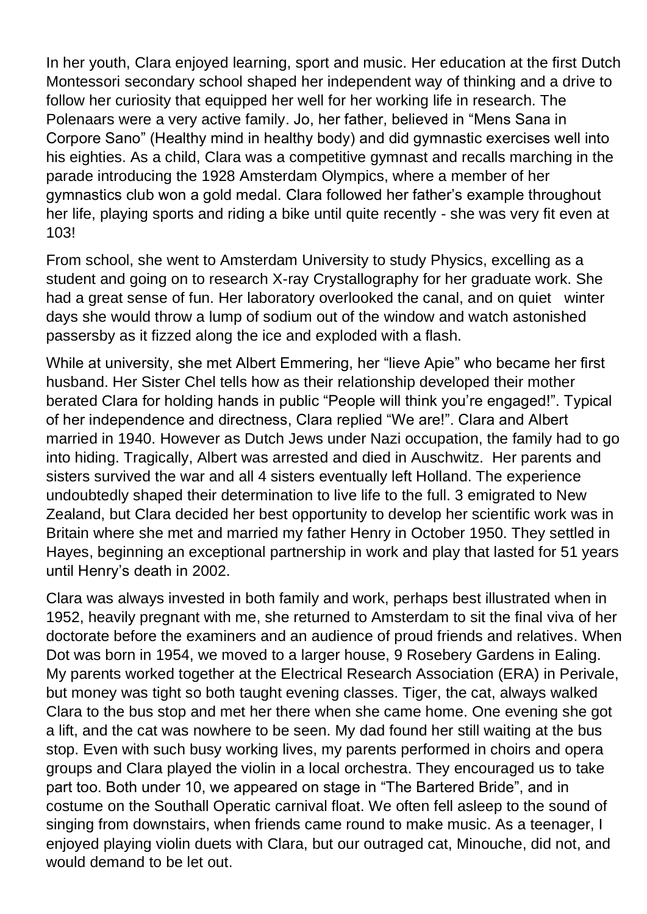In her youth, Clara enjoyed learning, sport and music. Her education at the first Dutch Montessori secondary school shaped her independent way of thinking and a drive to follow her curiosity that equipped her well for her working life in research. The Polenaars were a very active family. Jo, her father, believed in "Mens Sana in Corpore Sano" (Healthy mind in healthy body) and did gymnastic exercises well into his eighties. As a child, Clara was a competitive gymnast and recalls marching in the parade introducing the 1928 Amsterdam Olympics, where a member of her gymnastics club won a gold medal. Clara followed her father's example throughout her life, playing sports and riding a bike until quite recently - she was very fit even at 103!

From school, she went to Amsterdam University to study Physics, excelling as a student and going on to research X-ray Crystallography for her graduate work. She had a great sense of fun. Her laboratory overlooked the canal, and on quiet winter days she would throw a lump of sodium out of the window and watch astonished passersby as it fizzed along the ice and exploded with a flash.

While at university, she met Albert Emmering, her "lieve Apie" who became her first husband. Her Sister Chel tells how as their relationship developed their mother berated Clara for holding hands in public "People will think you're engaged!". Typical of her independence and directness, Clara replied "We are!". Clara and Albert married in 1940. However as Dutch Jews under Nazi occupation, the family had to go into hiding. Tragically, Albert was arrested and died in Auschwitz. Her parents and sisters survived the war and all 4 sisters eventually left Holland. The experience undoubtedly shaped their determination to live life to the full. 3 emigrated to New Zealand, but Clara decided her best opportunity to develop her scientific work was in Britain where she met and married my father Henry in October 1950. They settled in Hayes, beginning an exceptional partnership in work and play that lasted for 51 years until Henry's death in 2002.

Clara was always invested in both family and work, perhaps best illustrated when in 1952, heavily pregnant with me, she returned to Amsterdam to sit the final viva of her doctorate before the examiners and an audience of proud friends and relatives. When Dot was born in 1954, we moved to a larger house, 9 Rosebery Gardens in Ealing. My parents worked together at the Electrical Research Association (ERA) in Perivale, but money was tight so both taught evening classes. Tiger, the cat, always walked Clara to the bus stop and met her there when she came home. One evening she got a lift, and the cat was nowhere to be seen. My dad found her still waiting at the bus stop. Even with such busy working lives, my parents performed in choirs and opera groups and Clara played the violin in a local orchestra. They encouraged us to take part too. Both under 10, we appeared on stage in "The Bartered Bride", and in costume on the Southall Operatic carnival float. We often fell asleep to the sound of singing from downstairs, when friends came round to make music. As a teenager, I enjoyed playing violin duets with Clara, but our outraged cat, Minouche, did not, and would demand to be let out.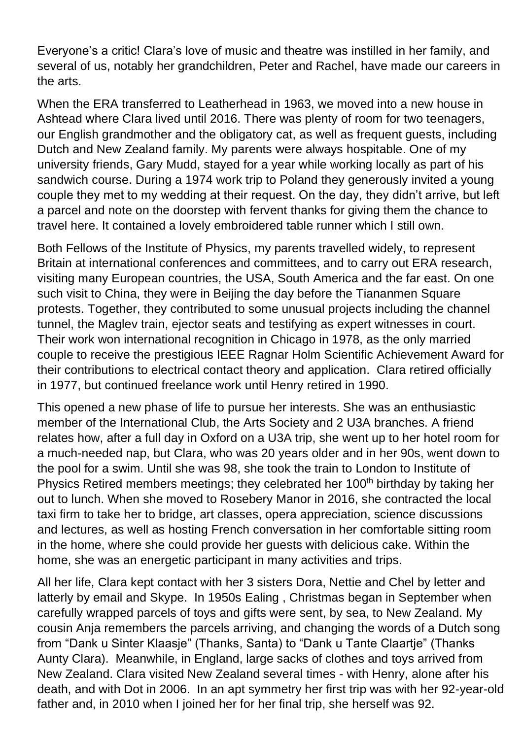Everyone's a critic! Clara's love of music and theatre was instilled in her family, and several of us, notably her grandchildren, Peter and Rachel, have made our careers in the arts.

When the ERA transferred to Leatherhead in 1963, we moved into a new house in Ashtead where Clara lived until 2016. There was plenty of room for two teenagers, our English grandmother and the obligatory cat, as well as frequent guests, including Dutch and New Zealand family. My parents were always hospitable. One of my university friends, Gary Mudd, stayed for a year while working locally as part of his sandwich course. During a 1974 work trip to Poland they generously invited a young couple they met to my wedding at their request. On the day, they didn't arrive, but left a parcel and note on the doorstep with fervent thanks for giving them the chance to travel here. It contained a lovely embroidered table runner which I still own.

Both Fellows of the Institute of Physics, my parents travelled widely, to represent Britain at international conferences and committees, and to carry out ERA research, visiting many European countries, the USA, South America and the far east. On one such visit to China, they were in Beijing the day before the Tiananmen Square protests. Together, they contributed to some unusual projects including the channel tunnel, the Maglev train, ejector seats and testifying as expert witnesses in court. Their work won international recognition in Chicago in 1978, as the only married couple to receive the prestigious IEEE Ragnar Holm Scientific Achievement Award for their contributions to electrical contact theory and application. Clara retired officially in 1977, but continued freelance work until Henry retired in 1990.

This opened a new phase of life to pursue her interests. She was an enthusiastic member of the International Club, the Arts Society and 2 U3A branches. A friend relates how, after a full day in Oxford on a U3A trip, she went up to her hotel room for a much-needed nap, but Clara, who was 20 years older and in her 90s, went down to the pool for a swim. Until she was 98, she took the train to London to Institute of Physics Retired members meetings; they celebrated her 100th birthday by taking her out to lunch. When she moved to Rosebery Manor in 2016, she contracted the local taxi firm to take her to bridge, art classes, opera appreciation, science discussions and lectures, as well as hosting French conversation in her comfortable sitting room in the home, where she could provide her guests with delicious cake. Within the home, she was an energetic participant in many activities and trips.

All her life, Clara kept contact with her 3 sisters Dora, Nettie and Chel by letter and latterly by email and Skype. In 1950s Ealing , Christmas began in September when carefully wrapped parcels of toys and gifts were sent, by sea, to New Zealand. My cousin Anja remembers the parcels arriving, and changing the words of a Dutch song from "Dank u Sinter Klaasje" (Thanks, Santa) to "Dank u Tante Claartje" (Thanks Aunty Clara). Meanwhile, in England, large sacks of clothes and toys arrived from New Zealand. Clara visited New Zealand several times - with Henry, alone after his death, and with Dot in 2006. In an apt symmetry her first trip was with her 92-year-old father and, in 2010 when I joined her for her final trip, she herself was 92.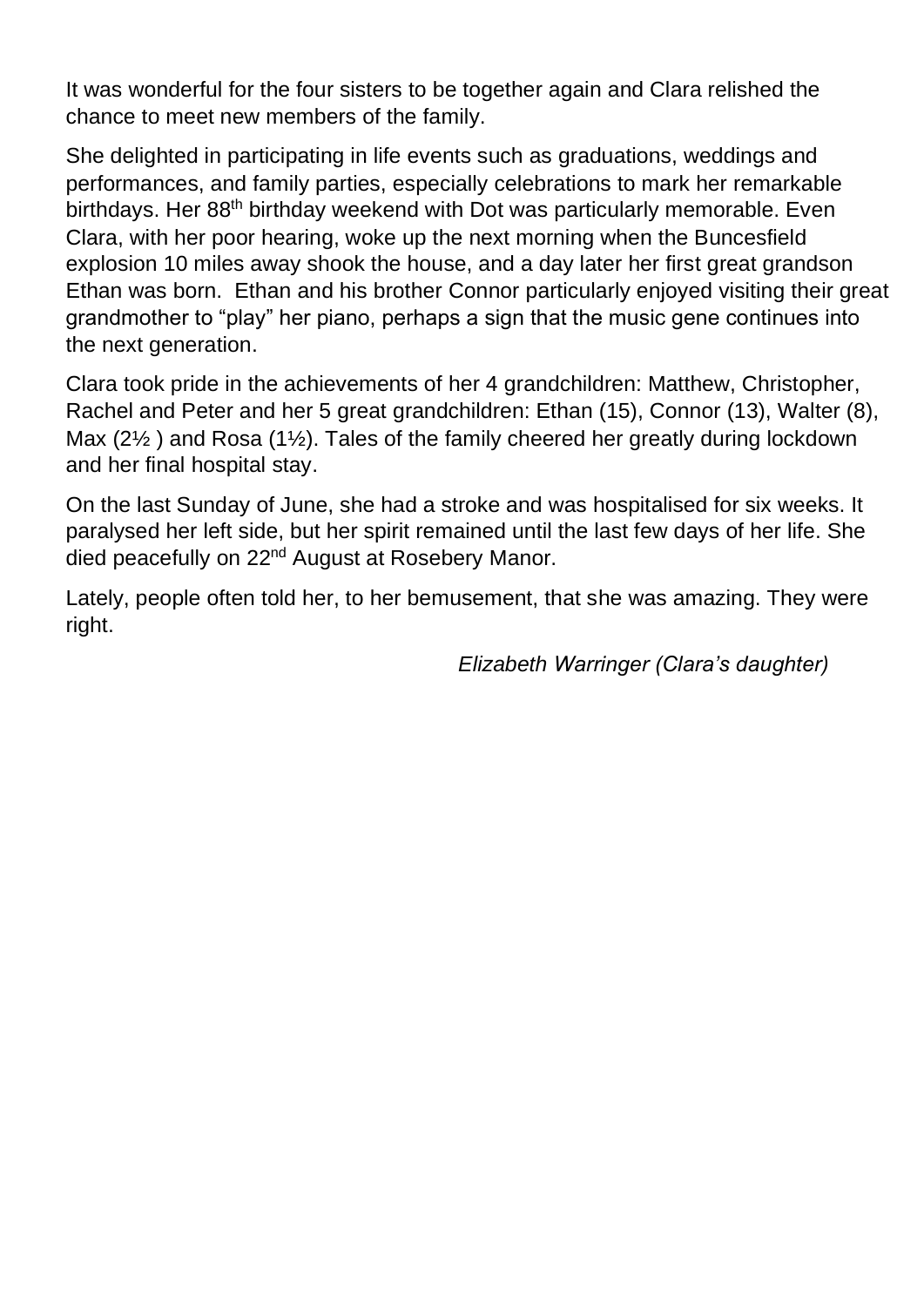It was wonderful for the four sisters to be together again and Clara relished the chance to meet new members of the family.

She delighted in participating in life events such as graduations, weddings and performances, and family parties, especially celebrations to mark her remarkable birthdays. Her 88th birthday weekend with Dot was particularly memorable. Even Clara, with her poor hearing, woke up the next morning when the Buncesfield explosion 10 miles away shook the house, and a day later her first great grandson Ethan was born. Ethan and his brother Connor particularly enjoyed visiting their great grandmother to "play" her piano, perhaps a sign that the music gene continues into the next generation.

Clara took pride in the achievements of her 4 grandchildren: Matthew, Christopher, Rachel and Peter and her 5 great grandchildren: Ethan (15), Connor (13), Walter (8), Max (2½ ) and Rosa (1½). Tales of the family cheered her greatly during lockdown and her final hospital stay.

On the last Sunday of June, she had a stroke and was hospitalised for six weeks. It paralysed her left side, but her spirit remained until the last few days of her life. She died peacefully on 22nd August at Rosebery Manor.

Lately, people often told her, to her bemusement, that she was amazing. They were right.

*Elizabeth Warringer (Clara's daughter)*